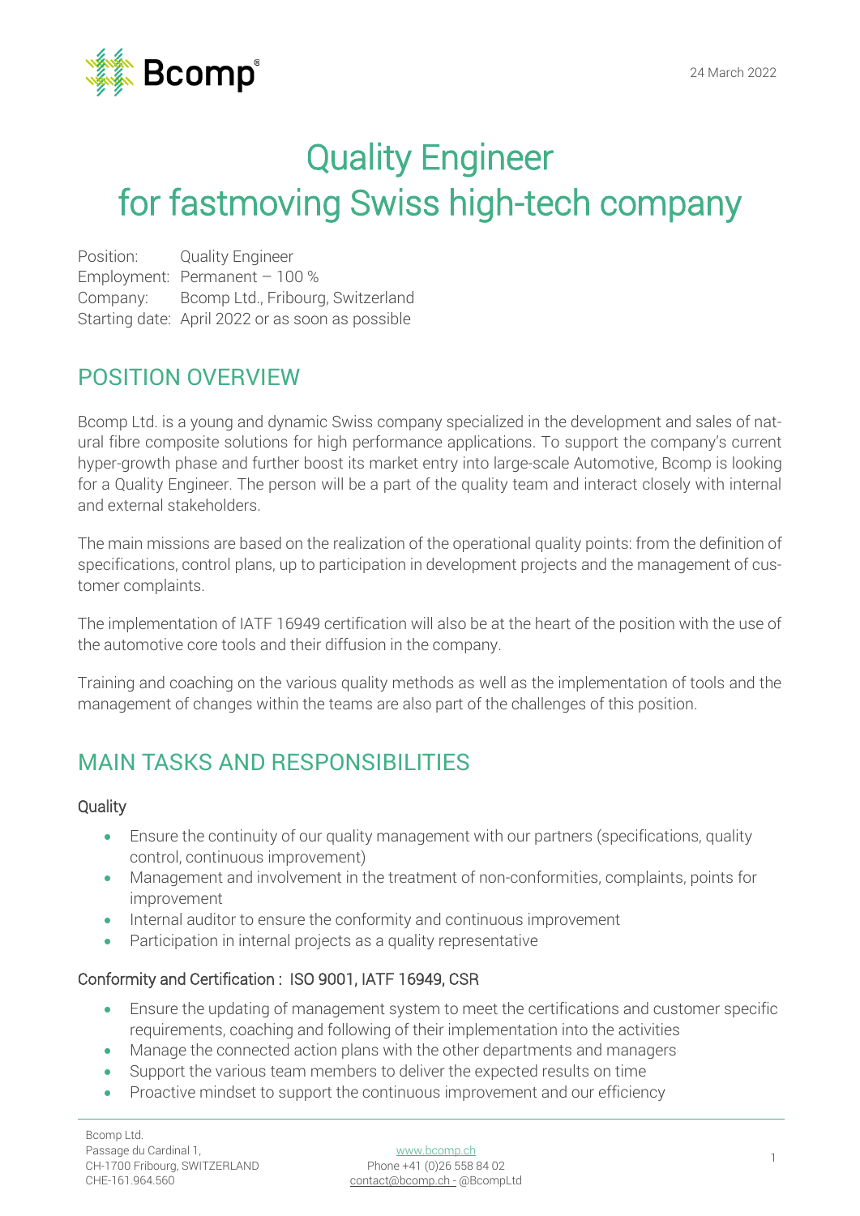24 March 2022

# Quality Engineer
# for fastmoving Swiss high-tech company

Position: Quality Engineer
Employment: Permanent – 100 %
Company: Bcomp Ltd., Fribourg, Switzerland
Starting date: April 2022 or as soon as possible

## POSITION OVERVIEW

Bcomp Ltd. is a young and dynamic Swiss company specialized in the development and sales of natural fibre composite solutions for high performance applications. To support the company's current hyper-growth phase and further boost its market entry into large-scale Automotive, Bcomp is looking for a Quality Engineer. The person will be a part of the quality team and interact closely with internal and external stakeholders.

The main missions are based on the realization of the operational quality points: from the definition of specifications, control plans, up to participation in development projects and the management of customer complaints.

The implementation of IATF 16949 certification will also be at the heart of the position with the use of the automotive core tools and their diffusion in the company.

Training and coaching on the various quality methods as well as the implementation of tools and the management of changes within the teams are also part of the challenges of this position.

## MAIN TASKS AND RESPONSIBILITIES

### Quality

- Ensure the continuity of our quality management with our partners (specifications, quality control, continuous improvement)
- Management and involvement in the treatment of non-conformities, complaints, points for improvement
- Internal auditor to ensure the conformity and continuous improvement
- Participation in internal projects as a quality representative

### Conformity and Certification : ISO 9001, IATF 16949, CSR

- Ensure the updating of management system to meet the certifications and customer specific requirements, coaching and following of their implementation into the activities
- Manage the connected action plans with the other departments and managers
- Support the various team members to deliver the expected results on time
- Proactive mindset to support the continuous improvement and our efficiency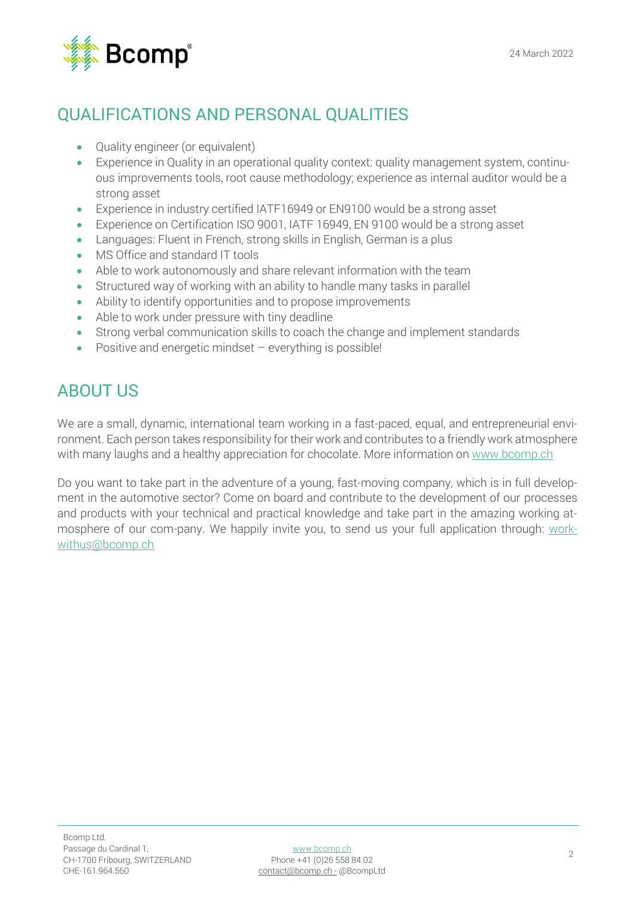## QUALIFICATIONS AND PERSONAL QUALITIES

- Quality engineer (or equivalent)
- Experience in Quality in an operational quality context: quality management system, continuous improvements tools, root cause methodology; experience as internal auditor would be a strong asset
- Experience in industry certified IATF16949 or EN9100 would be a strong asset
- Experience on Certification ISO 9001, IATF 16949, EN 9100 would be a strong asset
- Languages: Fluent in French, strong skills in English, German is a plus
- MS Office and standard IT tools
- Able to work autonomously and share relevant information with the team
- Structured way of working with an ability to handle many tasks in parallel
- Ability to identify opportunities and to propose improvements
- Able to work under pressure with tiny deadline
- Strong verbal communication skills to coach the change and implement standards
- Positive and energetic mindset – everything is possible!

## ABOUT US

We are a small, dynamic, international team working in a fast-paced, equal, and entrepreneurial environment. Each person takes responsibility for their work and contributes to a friendly work atmosphere with many laughs and a healthy appreciation for chocolate. More information on www.bcomp.ch

Do you want to take part in the adventure of a young, fast-moving company, which is in full development in the automotive sector? Come on board and contribute to the development of our processes and products with your technical and practical knowledge and take part in the amazing working atmosphere of our com-pany. We happily invite you, to send us your full application through: workwithus@bcomp.ch